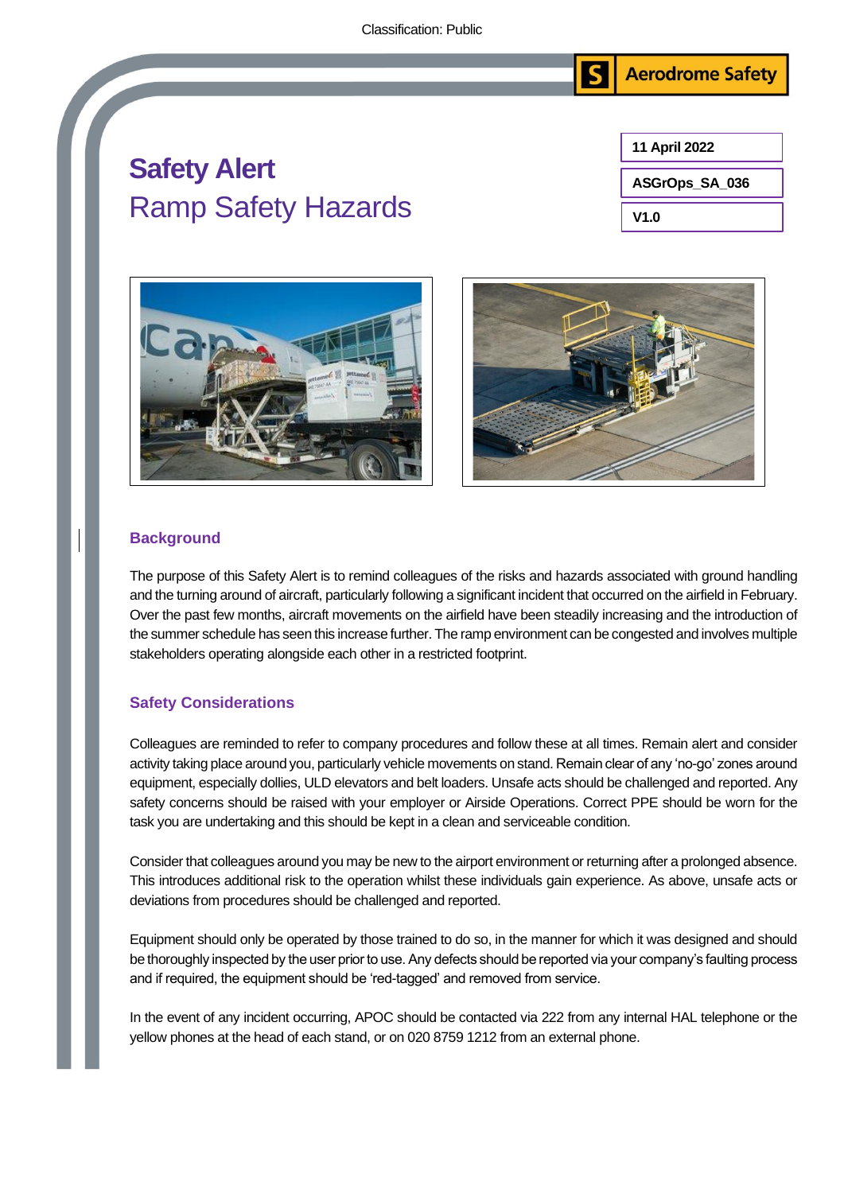Classification: Public

Aerodrome Safety

# Safety Alert

## Ramp Safety Hazards

11 April 2022

ASGrOps_SA_036

V1.0

### Background

The purpose of this Safety Alert is to remind colleagues of the risks and hazards associated with ground handling and the turning around of aircraft, particularly following a significant incident that occurred on the airfield in February. Over the past few months, aircraft movements on the airfield have been steadily increasing and the introduction of the summer schedule has seen this increase further. The ramp environment can be congested and involves multiple stakeholders operating alongside each other in a restricted footprint.

### Safety Considerations

Colleagues are reminded to refer to company procedures and follow these at all times. Remain alert and consider activity taking place around you, particularly vehicle movements on stand. Remain clear of any 'no-go' zones around equipment, especially dollies, ULD elevators and belt loaders. Unsafe acts should be challenged and reported. Any safety concerns should be raised with your employer or Airside Operations. Correct PPE should be worn for the task you are undertaking and this should be kept in a clean and serviceable condition.

Consider that colleagues around you may be new to the airport environment or returning after a prolonged absence. This introduces additional risk to the operation whilst these individuals gain experience. As above, unsafe acts or deviations from procedures should be challenged and reported.

Equipment should only be operated by those trained to do so, in the manner for which it was designed and should be thoroughly inspected by the user prior to use. Any defects should be reported via your company's faulting process and if required, the equipment should be 'red-tagged' and removed from service.

In the event of any incident occurring, APOC should be contacted via 222 from any internal HAL telephone or the yellow phones at the head of each stand, or on 020 8759 1212 from an external phone.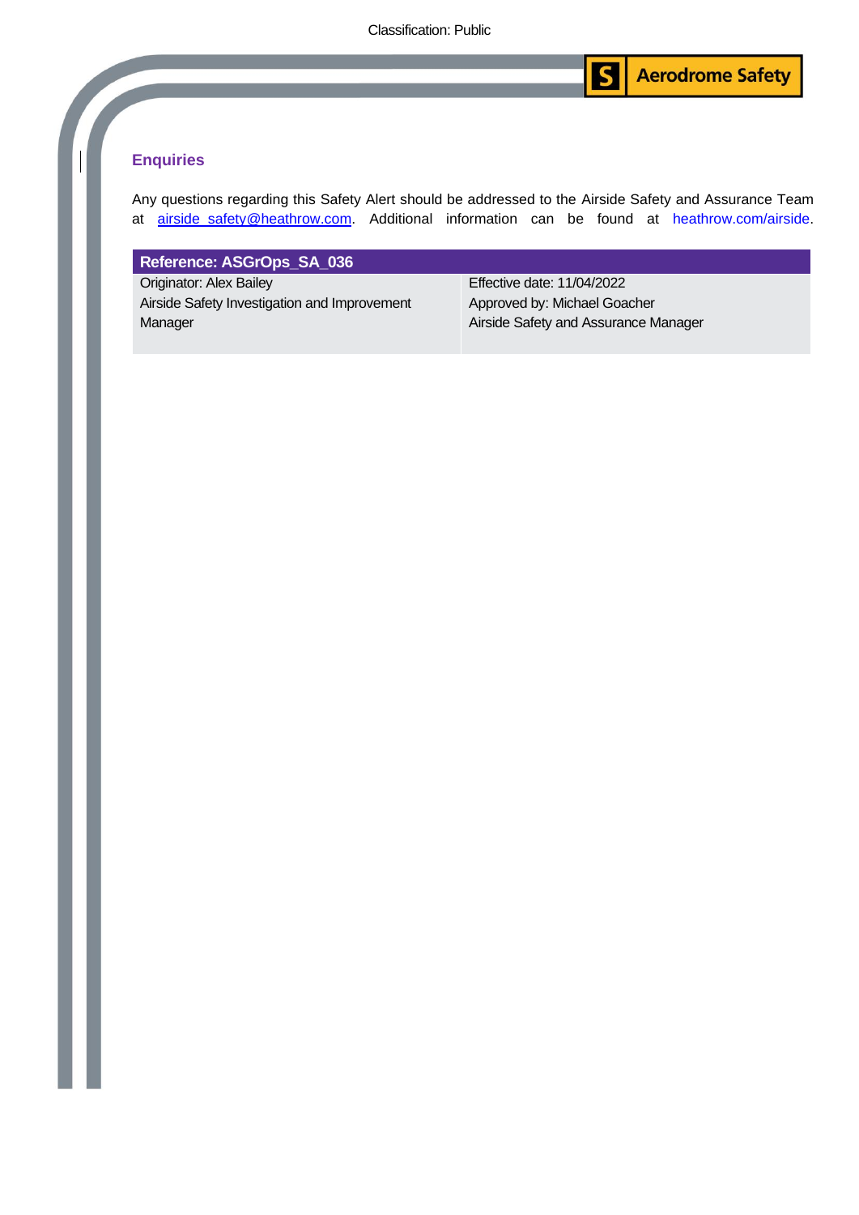## Enquiries

Any questions regarding this Safety Alert should be addressed to the Airside Safety and Assurance Team at airside_safety@heathrow.com. Additional information can be found at heathrow.com/airside.

| Reference: ASGrOps_SA_036 | |
|---|---|
| Originator: Alex Bailey<br>Airside Safety Investigation and Improvement Manager | Effective date: 11/04/2022<br>Approved by: Michael Goacher<br>Airside Safety and Assurance Manager |